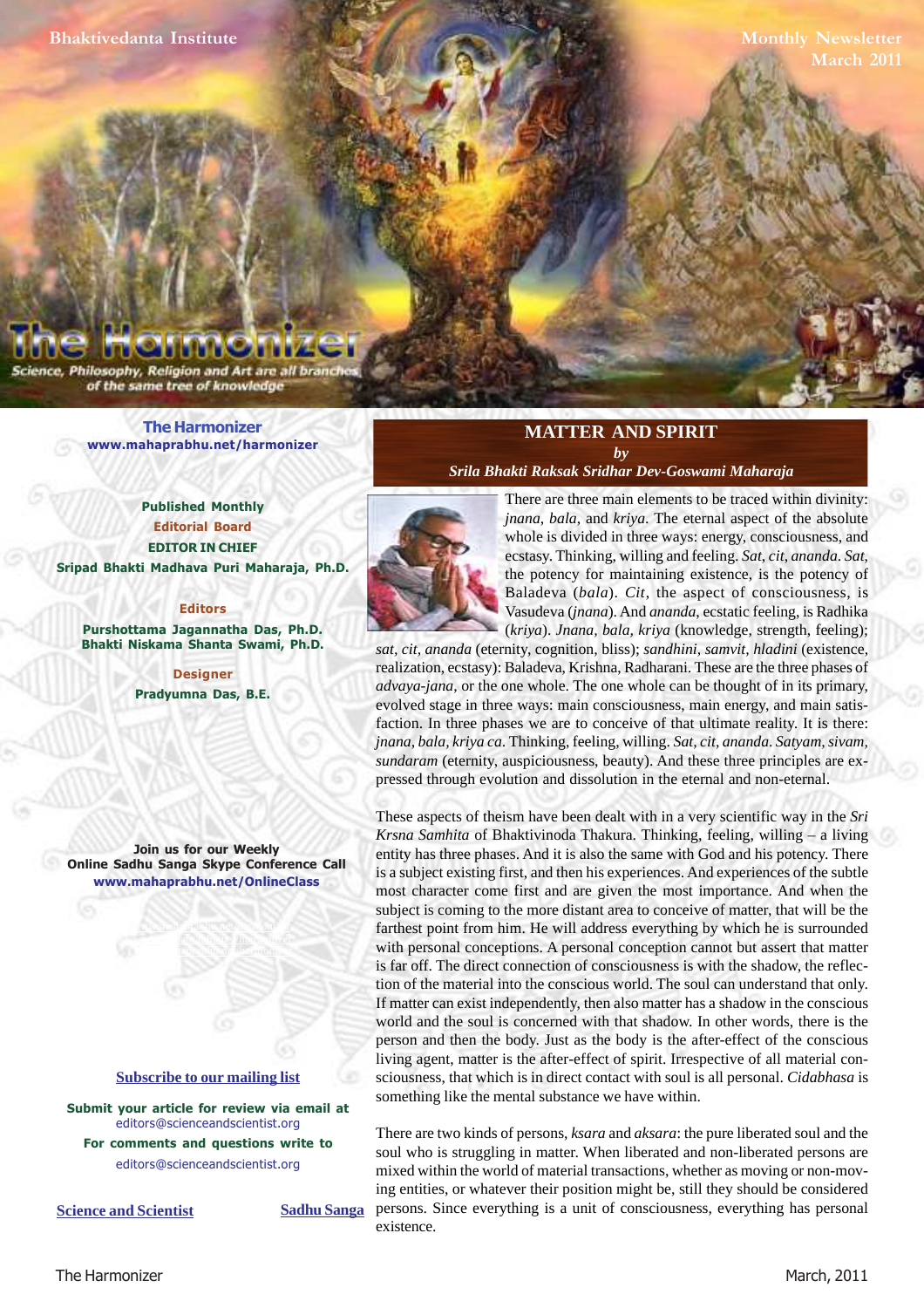Bhaktivedanta Institute

Monthly Newsletter
March 2011

# The Harmonizer

Science, Philosophy, Religion and Art are all branches of the same tree of knowledge

**The Harmonizer**
www.mahaprabhu.net/harmonizer

**Published Monthly**

**Editorial Board**

**EDITOR IN CHIEF**
**Sripad Bhakti Madhava Puri Maharaja, Ph.D.**

**Editors**
**Purshottama Jagannatha Das, Ph.D.**
**Bhakti Niskama Shanta Swami, Ph.D.**

**Designer**
**Pradyumna Das, B.E.**

**Join us for our Weekly Online Sadhu Sanga Skype Conference Call**
www.mahaprabhu.net/OnlineClass

Subscribe to our mailing list

**Submit your article for review via email at** editors@scienceandscientist.org
**For comments and questions write to** editors@scienceandscientist.org

Science and Scientist | Sadhu Sanga

## MATTER AND SPIRIT

*by*

*Srila Bhakti Raksak Sridhar Dev-Goswami Maharaja*

There are three main elements to be traced within divinity: *jnana*, *bala*, and *kriya*. The eternal aspect of the absolute whole is divided in three ways: energy, consciousness, and ecstasy. Thinking, willing and feeling. *Sat*, *cit*, *ananda*. *Sat*, the potency for maintaining existence, is the potency of Baladeva (*bala*). *Cit*, the aspect of consciousness, is Vasudeva (*jnana*). And *ananda*, ecstatic feeling, is Radhika (*kriya*). *Jnana*, *bala*, *kriya* (knowledge, strength, feeling); *sat*, *cit*, *ananda* (eternity, cognition, bliss); *sandhini*, *samvit*, *hladini* (existence, realization, ecstasy): Baladeva, Krishna, Radharani. These are the three phases of *advaya-jana*, or the one whole. The one whole can be thought of in its primary, evolved stage in three ways: main consciousness, main energy, and main satisfaction. In three phases we are to conceive of that ultimate reality. It is there: *jnana*, *bala*, *kriya ca*. Thinking, feeling, willing. *Sat*, *cit*, *ananda*. *Satyam*, *sivam*, *sundaram* (eternity, auspiciousness, beauty). And these three principles are expressed through evolution and dissolution in the eternal and non-eternal.

These aspects of theism have been dealt with in a very scientific way in the *Sri Krsna Samhita* of Bhaktivinoda Thakura. Thinking, feeling, willing – a living entity has three phases. And it is also the same with God and his potency. There is a subject existing first, and then his experiences. And experiences of the subtle most character come first and are given the most importance. And when the subject is coming to the more distant area to conceive of matter, that will be the farthest point from him. He will address everything by which he is surrounded with personal conceptions. A personal conception cannot but assert that matter is far off. The direct connection of consciousness is with the shadow, the reflection of the material into the conscious world. The soul can understand that only. If matter can exist independently, then also matter has a shadow in the conscious world and the soul is concerned with that shadow. In other words, there is the person and then the body. Just as the body is the after-effect of the conscious living agent, matter is the after-effect of spirit. Irrespective of all material consciousness, that which is in direct contact with soul is all personal. *Cidabhasa* is something like the mental substance we have within.

There are two kinds of persons, *ksara* and *aksara*: the pure liberated soul and the soul who is struggling in matter. When liberated and non-liberated persons are mixed within the world of material transactions, whether as moving or non-moving entities, or whatever their position might be, still they should be considered persons. Since everything is a unit of consciousness, everything has personal existence.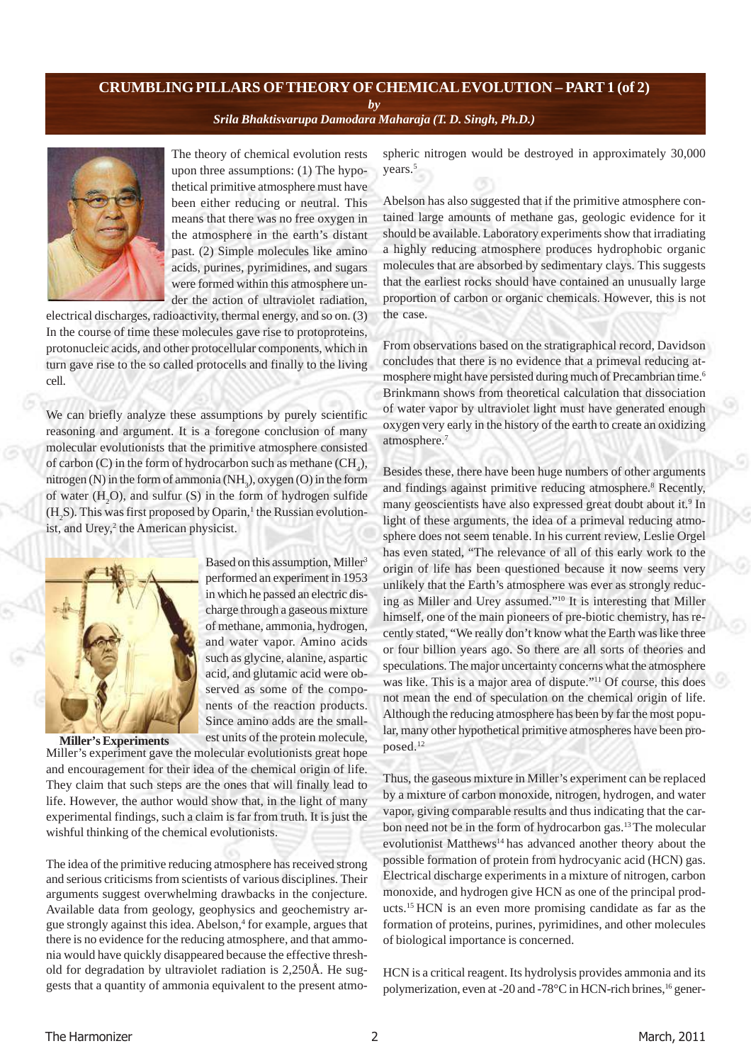# CRUMBLING PILLARS OF THEORY OF CHEMICAL EVOLUTION – PART 1 (of 2)

*by*

*Srila Bhaktisvarupa Damodara Maharaja (T. D. Singh, Ph.D.)*

The theory of chemical evolution rests upon three assumptions: (1) The hypothetical primitive atmosphere must have been either reducing or neutral. This means that there was no free oxygen in the atmosphere in the earth's distant past. (2) Simple molecules like amino acids, purines, pyrimidines, and sugars were formed within this atmosphere under the action of ultraviolet radiation, electrical discharges, radioactivity, thermal energy, and so on. (3) In the course of time these molecules gave rise to protoproteins, protonucleic acids, and other protocellular components, which in turn gave rise to the so called protocells and finally to the living cell.

We can briefly analyze these assumptions by purely scientific reasoning and argument. It is a foregone conclusion of many molecular evolutionists that the primitive atmosphere consisted of carbon (C) in the form of hydrocarbon such as methane ($CH_4$), nitrogen (N) in the form of ammonia ($NH_3$), oxygen (O) in the form of water ($H_2O$), and sulfur (S) in the form of hydrogen sulfide ($H_2S$). This was first proposed by Oparin,[1] the Russian evolutionist, and Urey,[2] the American physicist.

**Miller's Experiments**

Based on this assumption, Miller[3] performed an experiment in 1953 in which he passed an electric discharge through a gaseous mixture of methane, ammonia, hydrogen, and water vapor. Amino acids such as glycine, alanine, aspartic acid, and glutamic acid were observed as some of the components of the reaction products. Since amino adds are the smallest units of the protein molecule, Miller's experiment gave the molecular evolutionists great hope and encouragement for their idea of the chemical origin of life. They claim that such steps are the ones that will finally lead to life. However, the author would show that, in the light of many experimental findings, such a claim is far from truth. It is just the wishful thinking of the chemical evolutionists.

The idea of the primitive reducing atmosphere has received strong and serious criticisms from scientists of various disciplines. Their arguments suggest overwhelming drawbacks in the conjecture. Available data from geology, geophysics and geochemistry argue strongly against this idea. Abelson,[4] for example, argues that there is no evidence for the reducing atmosphere, and that ammonia would have quickly disappeared because the effective threshold for degradation by ultraviolet radiation is 2,250Å. He suggests that a quantity of ammonia equivalent to the present atmospheric nitrogen would be destroyed in approximately 30,000 years.[5]

Abelson has also suggested that if the primitive atmosphere contained large amounts of methane gas, geologic evidence for it should be available. Laboratory experiments show that irradiating a highly reducing atmosphere produces hydrophobic organic molecules that are absorbed by sedimentary clays. This suggests that the earliest rocks should have contained an unusually large proportion of carbon or organic chemicals. However, this is not the case.

From observations based on the stratigraphical record, Davidson concludes that there is no evidence that a primeval reducing atmosphere might have persisted during much of Precambrian time.[6] Brinkmann shows from theoretical calculation that dissociation of water vapor by ultraviolet light must have generated enough oxygen very early in the history of the earth to create an oxidizing atmosphere.[7]

Besides these, there have been huge numbers of other arguments and findings against primitive reducing atmosphere.[8] Recently, many geoscientists have also expressed great doubt about it.[9] In light of these arguments, the idea of a primeval reducing atmosphere does not seem tenable. In his current review, Leslie Orgel has even stated, "The relevance of all of this early work to the origin of life has been questioned because it now seems very unlikely that the Earth's atmosphere was ever as strongly reducing as Miller and Urey assumed."[10] It is interesting that Miller himself, one of the main pioneers of pre-biotic chemistry, has recently stated, "We really don't know what the Earth was like three or four billion years ago. So there are all sorts of theories and speculations. The major uncertainty concerns what the atmosphere was like. This is a major area of dispute."[11] Of course, this does not mean the end of speculation on the chemical origin of life. Although the reducing atmosphere has been by far the most popular, many other hypothetical primitive atmospheres have been proposed.[12]

Thus, the gaseous mixture in Miller's experiment can be replaced by a mixture of carbon monoxide, nitrogen, hydrogen, and water vapor, giving comparable results and thus indicating that the carbon need not be in the form of hydrocarbon gas.[13] The molecular evolutionist Matthews[14] has advanced another theory about the possible formation of protein from hydrocyanic acid (HCN) gas. Electrical discharge experiments in a mixture of nitrogen, carbon monoxide, and hydrogen give HCN as one of the principal products.[15] HCN is an even more promising candidate as far as the formation of proteins, purines, pyrimidines, and other molecules of biological importance is concerned.

HCN is a critical reagent. Its hydrolysis provides ammonia and its polymerization, even at -20 and -78°C in HCN-rich brines,[16] gener-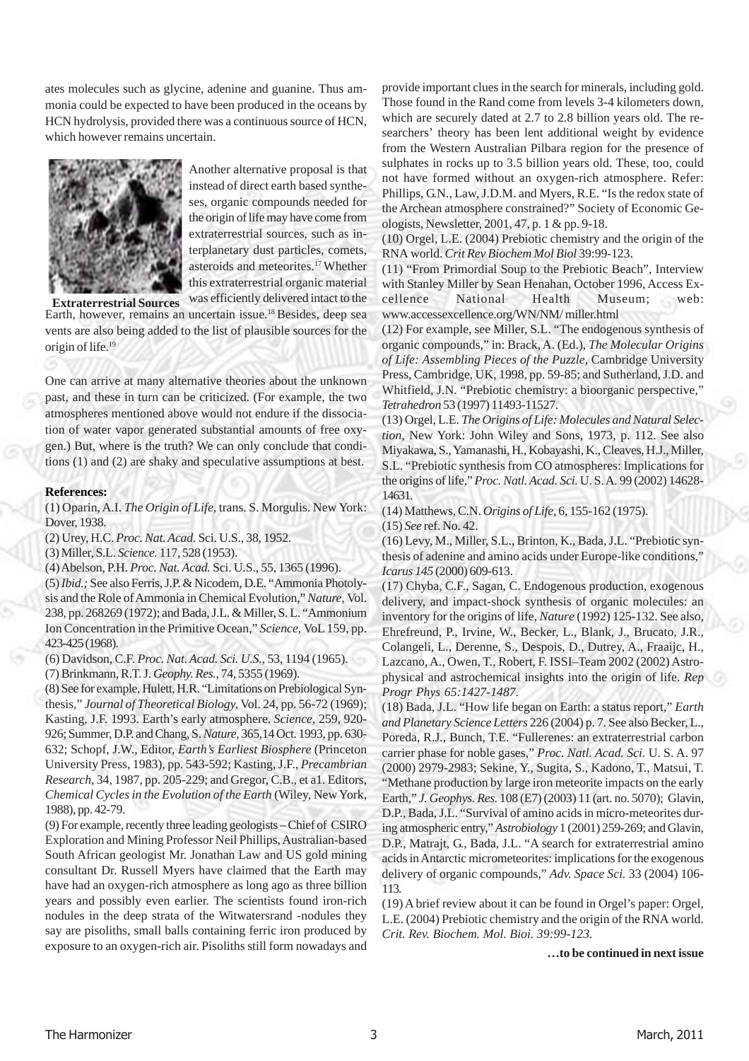ates molecules such as glycine, adenine and guanine. Thus ammonia could be expected to have been produced in the oceans by HCN hydrolysis, provided there was a continuous source of HCN, which however remains uncertain.

**Extraterrestrial Sources**

Another alternative proposal is that instead of direct earth based syntheses, organic compounds needed for the origin of life may have come from extraterrestrial sources, such as interplanetary dust particles, comets, asteroids and meteorites.[17] Whether this extraterrestrial organic material was efficiently delivered intact to the Earth, however, remains an uncertain issue.[18] Besides, deep sea vents are also being added to the list of plausible sources for the origin of life.[19]

One can arrive at many alternative theories about the unknown past, and these in turn can be criticized. (For example, the two atmospheres mentioned above would not endure if the dissociation of water vapor generated substantial amounts of free oxygen.) But, where is the truth? We can only conclude that conditions (1) and (2) are shaky and speculative assumptions at best.

**References:**

(1) Oparin, A.I. *The Origin of Life,* trans. S. Morgulis. New York: Dover, 1938.

(2) Urey, H.C. *Proc. Nat. Acad.* Sci. U.S., 38, 1952.

(3) Miller, S.L. *Science.* 117, 528 (1953).

(4) Abelson, P.H. *Proc. Nat. Acad.* Sci. U.S., 55, 1365 (1996).

(5) *Ibid.;* See also Ferris, J.P. & Nicodem, D.E. "Ammonia Photolysis and the Role of Ammonia in Chemical Evolution," *Nature,* Vol. 238, pp. 268269 (1972); and Bada, J.L. & Miller, S. L. "Ammonium Ion Concentration in the Primitive Ocean," *Science,* VoL 159, pp. 423-425 (1968).

(6) Davidson, C.F. *Proc. Nat. Acad. Sci. U.S.,* 53, 1194 (1965).

(7) Brinkmann, R.T. J. *Geophy. Res.,* 74, 5355 (1969).

(8) See for example, Hulett, H.R. "Limitations on Prebiological Synthesis," *Journal of Theoretical Biology,* Vol. 24, pp. 56-72 (1969); Kasting, J.F. 1993. Earth's early atmosphere. *Science,* 259, 920-926; Summer, D.P. and Chang, S. *Nature,* 365,14 Oct. 1993, pp. 630-632; Schopf, J.W., Editor, *Earth's Earliest Biosphere* (Princeton University Press, 1983), pp. 543-592; Kasting, J.F., *Precambrian Research,* 34, 1987, pp. 205-229; and Gregor, C.B., et a1. Editors, *Chemical Cycles in the Evolution of the Earth* (Wiley, New York, 1988), pp. 42-79.

(9) For example, recently three leading geologists – Chief of CSIRO Exploration and Mining Professor Neil Phillips, Australian-based South African geologist Mr. Jonathan Law and US gold mining consultant Dr. Russell Myers have claimed that the Earth may have had an oxygen-rich atmosphere as long ago as three billion years and possibly even earlier. The scientists found iron-rich nodules in the deep strata of the Witwatersrand -nodules they say are pisoliths, small balls containing ferric iron produced by exposure to an oxygen-rich air. Pisoliths still form nowadays and provide important clues in the search for minerals, including gold. Those found in the Rand come from levels 3-4 kilometers down, which are securely dated at 2.7 to 2.8 billion years old. The researchers' theory has been lent additional weight by evidence from the Western Australian Pilbara region for the presence of sulphates in rocks up to 3.5 billion years old. These, too, could not have formed without an oxygen-rich atmosphere. Refer: Phillips, G.N., Law, J.D.M. and Myers, R.E. "Is the redox state of the Archean atmosphere constrained?" Society of Economic Geologists, Newsletter, 2001, 47, p. 1 & pp. 9-18.

(10) Orgel, L.E. (2004) Prebiotic chemistry and the origin of the RNA world. *Crit Rev Biochem Mol Biol* 39:99-123.

(11) "From Primordial Soup to the Prebiotic Beach", Interview with Stanley Miller by Sean Henahan, October 1996, Access Excellence National Health Museum; web: www.accessexcellence.org/WN/NM/ miller.html

(12) For example, see Miller, S.L. "The endogenous synthesis of organic compounds," in: Brack, A. (Ed.), *The Molecular Origins of Life: Assembling Pieces of the Puzzle,* Cambridge University Press, Cambridge, UK, 1998, pp. 59-85; and Sutherland, J.D. and Whitfield, J.N. "Prebiotic chemistry: a bioorganic perspective," *Tetrahedron* 53 (1997) 11493-11527.

(13) Orgel, L.E. *The Origins of Life: Molecules and Natural Selection,* New York: John Wiley and Sons, 1973, p. 112. See also Miyakawa, S., Yamanashi, H., Kobayashi, K., Cleaves, H.J., Miller, S.L. "Prebiotic synthesis from CO atmospheres: Implications for the origins of life," *Proc. Natl. Acad. Sci.* U. S. A. 99 (2002) 14628-14631.

(14) Matthews, C.N. *Origins of Life,* 6, 155-162 (1975).

(15) *See* ref. No. 42.

(16) Levy, M., Miller, S.L., Brinton, K., Bada, J.L. "Prebiotic synthesis of adenine and amino acids under Europe-like conditions," *Icarus 145* (2000) 609-613.

(17) Chyba, C.F., Sagan, C. Endogenous production, exogenous delivery, and impact-shock synthesis of organic molecules: an inventory for the origins of life, *Nature* (1992) 125-132. See also, Ehrefreund, P., Irvine, W., Becker, L., Blank, J., Brucato, J.R., Colangeli, L., Derenne, S., Despois, D., Dutrey, A., Fraaijc, H., Lazcano, A., Owen, T., Robert, F. ISSI–Team 2002 (2002) Astrophysical and astrochemical insights into the origin of life. *Rep Progr Phys 65:1427-1487.*

(18) Bada, J.L. "How life began on Earth: a status report," *Earth and Planetary Science Letters* 226 (2004) p. 7. See also Becker, L., Poreda, R.J., Bunch, T.E. "Fullerenes: an extraterrestrial carbon carrier phase for noble gases," *Proc. Natl. Acad. Sci.* U. S. A. 97 (2000) 2979-2983; Sekine, Y., Sugita, S., Kadono, T., Matsui, T. "Methane production by large iron meteorite impacts on the early Earth," *J. Geophys. Res.* 108 (E7) (2003) 11 (art. no. 5070); Glavin, D.P., Bada, J.L. "Survival of amino acids in micro-meteorites during atmospheric entry," *Astrobiology* 1 (2001) 259-269; and Glavin, D.P., Matrajt, G., Bada, J.L. "A search for extraterrestrial amino acids in Antarctic micrometeorites: implications for the exogenous delivery of organic compounds," *Adv. Space Sci.* 33 (2004) 106-113.

(19) A brief review about it can be found in Orgel's paper: Orgel, L.E. (2004) Prebiotic chemistry and the origin of the RNA world. *Crit. Rev. Biochem. Mol. Bioi. 39:99-123.*

**…to be continued in next issue**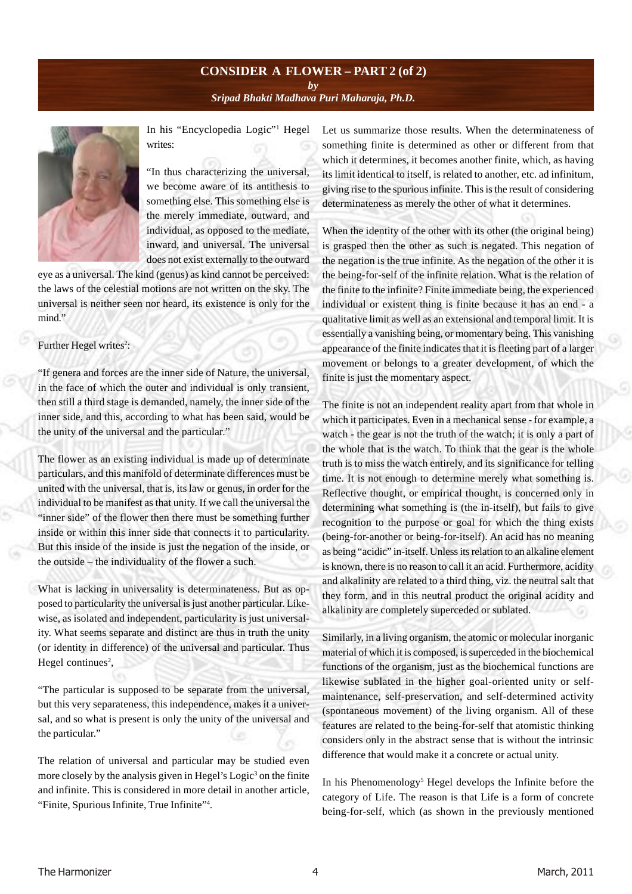## CONSIDER A FLOWER – PART 2 (of 2)

***by***

***Sripad Bhakti Madhava Puri Maharaja, Ph.D.***

In his "Encyclopedia Logic"[1] Hegel writes:

"In thus characterizing the universal, we become aware of its antithesis to something else. This something else is the merely immediate, outward, and individual, as opposed to the mediate, inward, and universal. The universal does not exist externally to the outward eye as a universal. The kind (genus) as kind cannot be perceived: the laws of the celestial motions are not written on the sky. The universal is neither seen nor heard, its existence is only for the mind."

Further Hegel writes[2]:

"If genera and forces are the inner side of Nature, the universal, in the face of which the outer and individual is only transient, then still a third stage is demanded, namely, the inner side of the inner side, and this, according to what has been said, would be the unity of the universal and the particular."

The flower as an existing individual is made up of determinate particulars, and this manifold of determinate differences must be united with the universal, that is, its law or genus, in order for the individual to be manifest as that unity. If we call the universal the "inner side" of the flower then there must be something further inside or within this inner side that connects it to particularity. But this inside of the inside is just the negation of the inside, or the outside – the individuality of the flower a such.

What is lacking in universality is determinateness. But as opposed to particularity the universal is just another particular. Likewise, as isolated and independent, particularity is just universality. What seems separate and distinct are thus in truth the unity (or identity in difference) of the universal and particular. Thus Hegel continues[2],

"The particular is supposed to be separate from the universal, but this very separateness, this independence, makes it a universal, and so what is present is only the unity of the universal and the particular."

The relation of universal and particular may be studied even more closely by the analysis given in Hegel's Logic[3] on the finite and infinite. This is considered in more detail in another article, "Finite, Spurious Infinite, True Infinite"[4].

Let us summarize those results. When the determinateness of something finite is determined as other or different from that which it determines, it becomes another finite, which, as having its limit identical to itself, is related to another, etc. ad infinitum, giving rise to the spurious infinite. This is the result of considering determinateness as merely the other of what it determines.

When the identity of the other with its other (the original being) is grasped then the other as such is negated. This negation of the negation is the true infinite. As the negation of the other it is the being-for-self of the infinite relation. What is the relation of the finite to the infinite? Finite immediate being, the experienced individual or existent thing is finite because it has an end - a qualitative limit as well as an extensional and temporal limit. It is essentially a vanishing being, or momentary being. This vanishing appearance of the finite indicates that it is fleeting part of a larger movement or belongs to a greater development, of which the finite is just the momentary aspect.

The finite is not an independent reality apart from that whole in which it participates. Even in a mechanical sense - for example, a watch - the gear is not the truth of the watch; it is only a part of the whole that is the watch. To think that the gear is the whole truth is to miss the watch entirely, and its significance for telling time. It is not enough to determine merely what something is. Reflective thought, or empirical thought, is concerned only in determining what something is (the in-itself), but fails to give recognition to the purpose or goal for which the thing exists (being-for-another or being-for-itself). An acid has no meaning as being "acidic" in-itself. Unless its relation to an alkaline element is known, there is no reason to call it an acid. Furthermore, acidity and alkalinity are related to a third thing, viz. the neutral salt that they form, and in this neutral product the original acidity and alkalinity are completely superceded or sublated.

Similarly, in a living organism, the atomic or molecular inorganic material of which it is composed, is superceded in the biochemical functions of the organism, just as the biochemical functions are likewise sublated in the higher goal-oriented unity or self-maintenance, self-preservation, and self-determined activity (spontaneous movement) of the living organism. All of these features are related to the being-for-self that atomistic thinking considers only in the abstract sense that is without the intrinsic difference that would make it a concrete or actual unity.

In his Phenomenology[5] Hegel develops the Infinite before the category of Life. The reason is that Life is a form of concrete being-for-self, which (as shown in the previously mentioned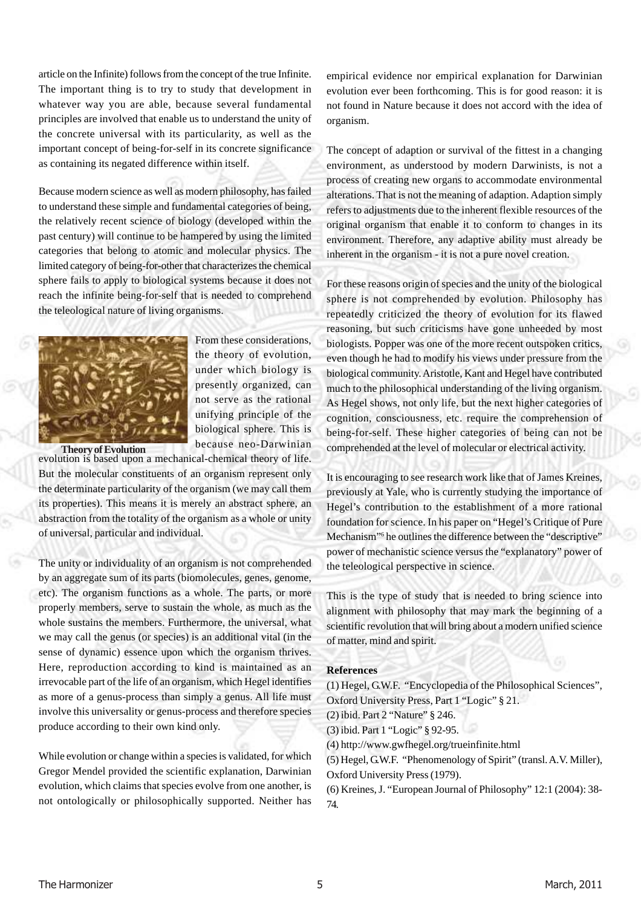article on the Infinite) follows from the concept of the true Infinite. The important thing is to try to study that development in whatever way you are able, because several fundamental principles are involved that enable us to understand the unity of the concrete universal with its particularity, as well as the important concept of being-for-self in its concrete significance as containing its negated difference within itself.

Because modern science as well as modern philosophy, has failed to understand these simple and fundamental categories of being, the relatively recent science of biology (developed within the past century) will continue to be hampered by using the limited categories that belong to atomic and molecular physics. The limited category of being-for-other that characterizes the chemical sphere fails to apply to biological systems because it does not reach the infinite being-for-self that is needed to comprehend the teleological nature of living organisms.

**Theory of Evolution**

From these considerations, the theory of evolution, under which biology is presently organized, can not serve as the rational unifying principle of the biological sphere. This is because neo-Darwinian evolution is based upon a mechanical-chemical theory of life. But the molecular constituents of an organism represent only the determinate particularity of the organism (we may call them its properties). This means it is merely an abstract sphere, an abstraction from the totality of the organism as a whole or unity of universal, particular and individual.

The unity or individuality of an organism is not comprehended by an aggregate sum of its parts (biomolecules, genes, genome, etc). The organism functions as a whole. The parts, or more properly members, serve to sustain the whole, as much as the whole sustains the members. Furthermore, the universal, what we may call the genus (or species) is an additional vital (in the sense of dynamic) essence upon which the organism thrives. Here, reproduction according to kind is maintained as an irrevocable part of the life of an organism, which Hegel identifies as more of a genus-process than simply a genus. All life must involve this universality or genus-process and therefore species produce according to their own kind only.

While evolution or change within a species is validated, for which Gregor Mendel provided the scientific explanation, Darwinian evolution, which claims that species evolve from one another, is not ontologically or philosophically supported. Neither has empirical evidence nor empirical explanation for Darwinian evolution ever been forthcoming. This is for good reason: it is not found in Nature because it does not accord with the idea of organism.

The concept of adaption or survival of the fittest in a changing environment, as understood by modern Darwinists, is not a process of creating new organs to accommodate environmental alterations. That is not the meaning of adaption. Adaption simply refers to adjustments due to the inherent flexible resources of the original organism that enable it to conform to changes in its environment. Therefore, any adaptive ability must already be inherent in the organism - it is not a pure novel creation.

For these reasons origin of species and the unity of the biological sphere is not comprehended by evolution. Philosophy has repeatedly criticized the theory of evolution for its flawed reasoning, but such criticisms have gone unheeded by most biologists. Popper was one of the more recent outspoken critics, even though he had to modify his views under pressure from the biological community. Aristotle, Kant and Hegel have contributed much to the philosophical understanding of the living organism. As Hegel shows, not only life, but the next higher categories of cognition, consciousness, etc. require the comprehension of being-for-self. These higher categories of being can not be comprehended at the level of molecular or electrical activity.

It is encouraging to see research work like that of James Kreines, previously at Yale, who is currently studying the importance of Hegel's contribution to the establishment of a more rational foundation for science. In his paper on "Hegel's Critique of Pure Mechanism"[6] he outlines the difference between the "descriptive" power of mechanistic science versus the "explanatory" power of the teleological perspective in science.

This is the type of study that is needed to bring science into alignment with philosophy that may mark the beginning of a scientific revolution that will bring about a modern unified science of matter, mind and spirit.

**References**

(1) Hegel, G.W.F. "Encyclopedia of the Philosophical Sciences", Oxford University Press, Part 1 "Logic" § 21.
(2) ibid. Part 2 "Nature" § 246.
(3) ibid. Part 1 "Logic" § 92-95.
(4) http://www.gwfhegel.org/trueinfinite.html
(5) Hegel, G.W.F. "Phenomenology of Spirit" (transl. A.V. Miller), Oxford University Press (1979).
(6) Kreines, J. "European Journal of Philosophy" 12:1 (2004): 38-74.